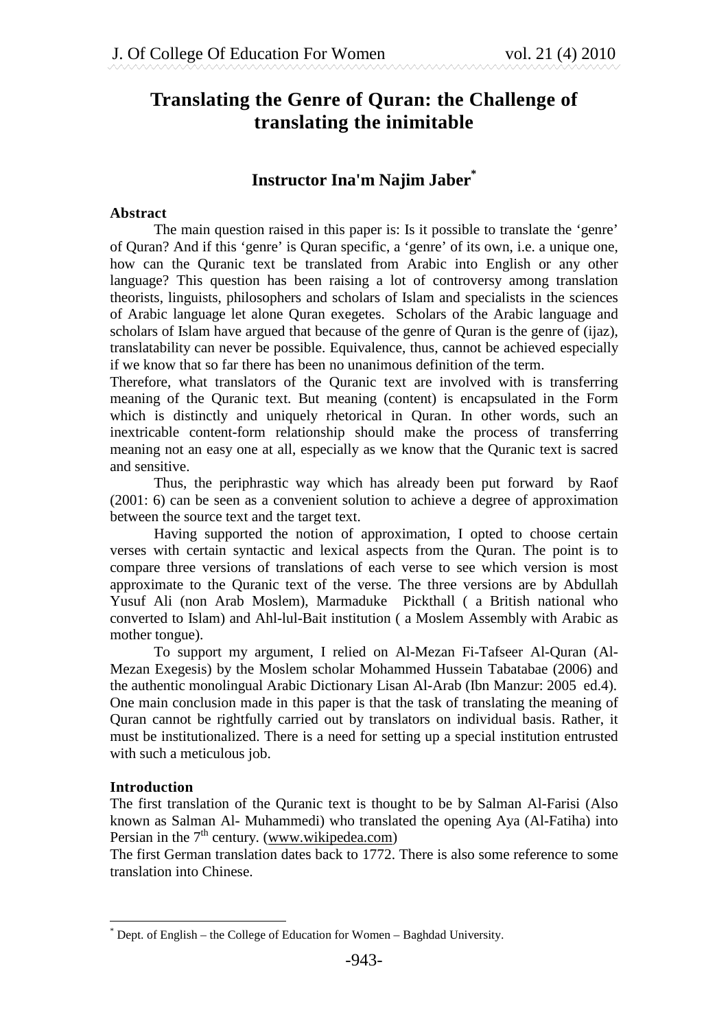# Translating the Genre of Quran: the Challenge of translating the inimitable

## Instructor Ina'm Najim Jaber[*]

**Abstract**

The main question raised in this paper is: Is it possible to translate the 'genre' of Quran? And if this 'genre' is Quran specific, a 'genre' of its own, i.e. a unique one, how can the Quranic text be translated from Arabic into English or any other language? This question has been raising a lot of controversy among translation theorists, linguists, philosophers and scholars of Islam and specialists in the sciences of Arabic language let alone Quran exegetes. Scholars of the Arabic language and scholars of Islam have argued that because of the genre of Quran is the genre of (ijaz), translatability can never be possible. Equivalence, thus, cannot be achieved especially if we know that so far there has been no unanimous definition of the term.

Therefore, what translators of the Quranic text are involved with is transferring meaning of the Quranic text. But meaning (content) is encapsulated in the Form which is distinctly and uniquely rhetorical in Quran. In other words, such an inextricable content-form relationship should make the process of transferring meaning not an easy one at all, especially as we know that the Quranic text is sacred and sensitive.

Thus, the periphrastic way which has already been put forward by Raof (2001: 6) can be seen as a convenient solution to achieve a degree of approximation between the source text and the target text.

Having supported the notion of approximation, I opted to choose certain verses with certain syntactic and lexical aspects from the Quran. The point is to compare three versions of translations of each verse to see which version is most approximate to the Quranic text of the verse. The three versions are by Abdullah Yusuf Ali (non Arab Moslem), Marmaduke Pickthall ( a British national who converted to Islam) and Ahl-lul-Bait institution ( a Moslem Assembly with Arabic as mother tongue).

To support my argument, I relied on Al-Mezan Fi-Tafseer Al-Quran (Al-Mezan Exegesis) by the Moslem scholar Mohammed Hussein Tabatabae (2006) and the authentic monolingual Arabic Dictionary Lisan Al-Arab (Ibn Manzur: 2005 ed.4). One main conclusion made in this paper is that the task of translating the meaning of Quran cannot be rightfully carried out by translators on individual basis. Rather, it must be institutionalized. There is a need for setting up a special institution entrusted with such a meticulous job.

**Introduction**

The first translation of the Quranic text is thought to be by Salman Al-Farisi (Also known as Salman Al- Muhammedi) who translated the opening Aya (Al-Fatiha) into Persian in the 7th century. (www.wikipedea.com)

The first German translation dates back to 1772. There is also some reference to some translation into Chinese.

---

[*] Dept. of English – the College of Education for Women – Baghdad University.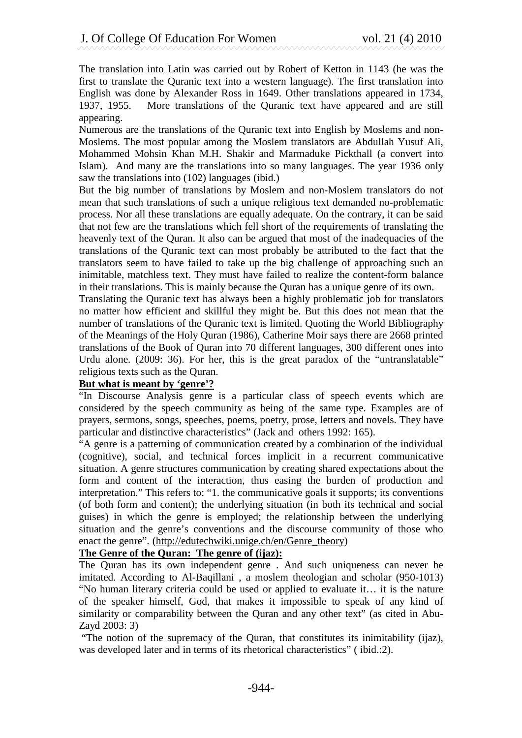The translation into Latin was carried out by Robert of Ketton in 1143 (he was the first to translate the Quranic text into a western language). The first translation into English was done by Alexander Ross in 1649. Other translations appeared in 1734, 1937, 1955. More translations of the Quranic text have appeared and are still appearing.

Numerous are the translations of the Quranic text into English by Moslems and non-Moslems. The most popular among the Moslem translators are Abdullah Yusuf Ali, Mohammed Mohsin Khan M.H. Shakir and Marmaduke Pickthall (a convert into Islam). And many are the translations into so many languages. The year 1936 only saw the translations into (102) languages (ibid.)

But the big number of translations by Moslem and non-Moslem translators do not mean that such translations of such a unique religious text demanded no-problematic process. Nor all these translations are equally adequate. On the contrary, it can be said that not few are the translations which fell short of the requirements of translating the heavenly text of the Quran. It also can be argued that most of the inadequacies of the translations of the Quranic text can most probably be attributed to the fact that the translators seem to have failed to take up the big challenge of approaching such an inimitable, matchless text. They must have failed to realize the content-form balance in their translations. This is mainly because the Quran has a unique genre of its own.

Translating the Quranic text has always been a highly problematic job for translators no matter how efficient and skillful they might be. But this does not mean that the number of translations of the Quranic text is limited. Quoting the World Bibliography of the Meanings of the Holy Quran (1986), Catherine Moir says there are 2668 printed translations of the Book of Quran into 70 different languages, 300 different ones into Urdu alone. (2009: 36). For her, this is the great paradox of the "untranslatable" religious texts such as the Quran.

**<u>But what is meant by 'genre'?</u>**

"In Discourse Analysis genre is a particular class of speech events which are considered by the speech community as being of the same type. Examples are of prayers, sermons, songs, speeches, poems, poetry, prose, letters and novels. They have particular and distinctive characteristics" (Jack and others 1992: 165).

"A genre is a patterning of communication created by a combination of the individual (cognitive), social, and technical forces implicit in a recurrent communicative situation. A genre structures communication by creating shared expectations about the form and content of the interaction, thus easing the burden of production and interpretation." This refers to: "1. the communicative goals it supports; its conventions (of both form and content); the underlying situation (in both its technical and social guises) in which the genre is employed; the relationship between the underlying situation and the genre's conventions and the discourse community of those who enact the genre". (http://edutechwiki.unige.ch/en/Genre_theory)

**<u>The Genre of the Quran: The genre of (ijaz):</u>**

The Quran has its own independent genre . And such uniqueness can never be imitated. According to Al-Baqillani , a moslem theologian and scholar (950-1013) "No human literary criteria could be used or applied to evaluate it… it is the nature of the speaker himself, God, that makes it impossible to speak of any kind of similarity or comparability between the Quran and any other text" (as cited in Abu-Zayd 2003: 3)

"The notion of the supremacy of the Quran, that constitutes its inimitability (ijaz), was developed later and in terms of its rhetorical characteristics" ( ibid.:2).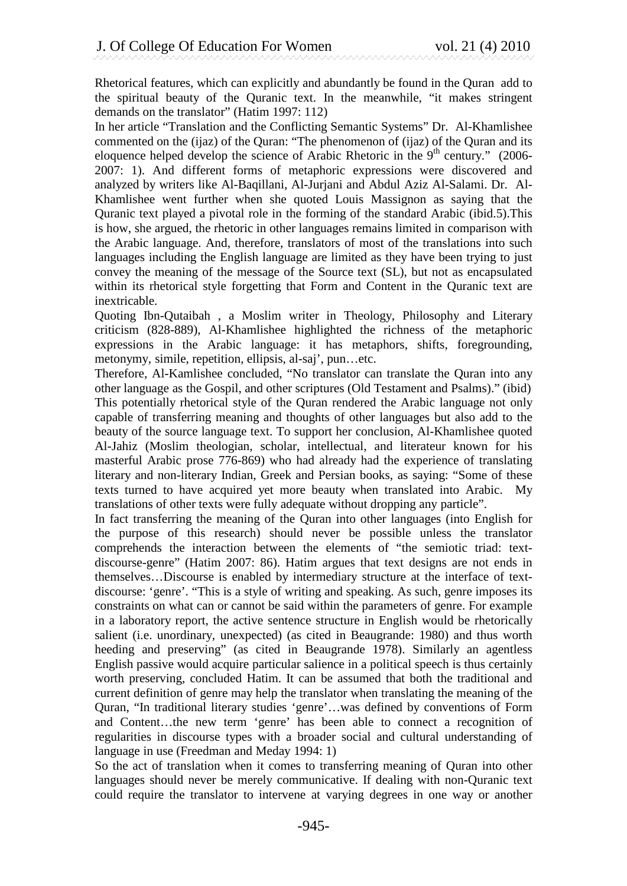Rhetorical features, which can explicitly and abundantly be found in the Quran add to the spiritual beauty of the Quranic text. In the meanwhile, "it makes stringent demands on the translator" (Hatim 1997: 112)

In her article "Translation and the Conflicting Semantic Systems" Dr. Al-Khamlishee commented on the (ijaz) of the Quran: "The phenomenon of (ijaz) of the Quran and its eloquence helped develop the science of Arabic Rhetoric in the 9th century." (2006-2007: 1). And different forms of metaphoric expressions were discovered and analyzed by writers like Al-Baqillani, Al-Jurjani and Abdul Aziz Al-Salami. Dr. Al-Khamlishee went further when she quoted Louis Massignon as saying that the Quranic text played a pivotal role in the forming of the standard Arabic (ibid.5).This is how, she argued, the rhetoric in other languages remains limited in comparison with the Arabic language. And, therefore, translators of most of the translations into such languages including the English language are limited as they have been trying to just convey the meaning of the message of the Source text (SL), but not as encapsulated within its rhetorical style forgetting that Form and Content in the Quranic text are inextricable.

Quoting Ibn-Qutaibah , a Moslim writer in Theology, Philosophy and Literary criticism (828-889), Al-Khamlishee highlighted the richness of the metaphoric expressions in the Arabic language: it has metaphors, shifts, foregrounding, metonymy, simile, repetition, ellipsis, al-saj', pun…etc.

Therefore, Al-Kamlishee concluded, "No translator can translate the Quran into any other language as the Gospil, and other scriptures (Old Testament and Psalms)." (ibid)

This potentially rhetorical style of the Quran rendered the Arabic language not only capable of transferring meaning and thoughts of other languages but also add to the beauty of the source language text. To support her conclusion, Al-Khamlishee quoted Al-Jahiz (Moslim theologian, scholar, intellectual, and literateur known for his masterful Arabic prose 776-869) who had already had the experience of translating literary and non-literary Indian, Greek and Persian books, as saying: "Some of these texts turned to have acquired yet more beauty when translated into Arabic. My translations of other texts were fully adequate without dropping any particle".

In fact transferring the meaning of the Quran into other languages (into English for the purpose of this research) should never be possible unless the translator comprehends the interaction between the elements of "the semiotic triad: text-discourse-genre" (Hatim 2007: 86). Hatim argues that text designs are not ends in themselves…Discourse is enabled by intermediary structure at the interface of text-discourse: 'genre'. "This is a style of writing and speaking. As such, genre imposes its constraints on what can or cannot be said within the parameters of genre. For example in a laboratory report, the active sentence structure in English would be rhetorically salient (i.e. unordinary, unexpected) (as cited in Beaugrande: 1980) and thus worth heeding and preserving" (as cited in Beaugrande 1978). Similarly an agentless English passive would acquire particular salience in a political speech is thus certainly worth preserving, concluded Hatim. It can be assumed that both the traditional and current definition of genre may help the translator when translating the meaning of the Quran, "In traditional literary studies 'genre'…was defined by conventions of Form and Content…the new term 'genre' has been able to connect a recognition of regularities in discourse types with a broader social and cultural understanding of language in use (Freedman and Meday 1994: 1)

So the act of translation when it comes to transferring meaning of Quran into other languages should never be merely communicative. If dealing with non-Quranic text could require the translator to intervene at varying degrees in one way or another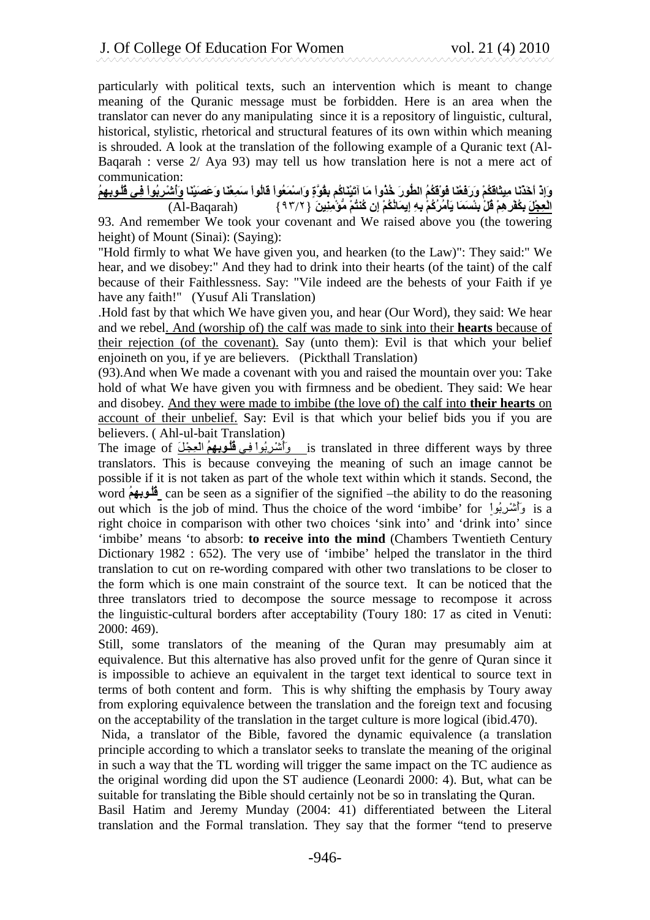particularly with political texts, such an intervention which is meant to change meaning of the Quranic message must be forbidden. Here is an area when the translator can never do any manipulating since it is a repository of linguistic, cultural, historical, stylistic, rhetorical and structural features of its own within which meaning is shrouded. A look at the translation of the following example of a Quranic text (Al-Baqarah : verse 2/ Aya 93) may tell us how translation here is not a mere act of communication:

**وَإِذْ أَخَذْنَا مِيثَاقَكُمْ وَرَفَعْنَا فَوْقَكُمُ الطُّورَ خُذُواْ مَا آتَيْنَاكُم بِقُوَّةٍ وَاسْمَعُواْ قَالُواْ سَمِعْنَا وَعَصَيْنَا وَأُشْرِبُواْ فِي قُلُوبِهِمُ الْعِجْلَ بِكُفْرِهِمْ قُلْ بِئْسَمَا يَأْمُرُكُمْ بِهِ إِيمَانُكُمْ إِن كُنتُمْ مُّؤْمِنِينَ** {٩٣/٢} (Al-Baqarah)

93. And remember We took your covenant and We raised above you (the towering height) of Mount (Sinai): (Saying):

"Hold firmly to what We have given you, and hearken (to the Law)": They said:" We hear, and we disobey:" And they had to drink into their hearts (of the taint) of the calf because of their Faithlessness. Say: "Vile indeed are the behests of your Faith if ye have any faith!" (Yusuf Ali Translation)

.Hold fast by that which We have given you, and hear (Our Word), they said: We hear and we rebel. <u>And (worship of) the calf was made to sink into their **hearts** because of their rejection (of the covenant).</u> Say (unto them): Evil is that which your belief enjoineth on you, if ye are believers. (Pickthall Translation)

(93).And when We made a covenant with you and raised the mountain over you: Take hold of what We have given you with firmness and be obedient. They said: We hear and disobey. <u>And they were made to imbibe (the love of) the calf into **their hearts** on account of their unbelief.</u> Say: Evil is that which your belief bids you if you are believers. ( Ahl-ul-bait Translation)

The image of <u>وَأُشْرِبُواْ فِي **قُلُوبِهِمُ** الْعِجْلَ</u> is translated in three different ways by three translators. This is because conveying the meaning of such an image cannot be possible if it is not taken as part of the whole text within which it stands. Second, the word **قُلُوبِهِمُ** can be seen as a signifier of the signified –the ability to do the reasoning out which is the job of mind. Thus the choice of the word 'imbibe' for وَأُشْرِبُواْ is a right choice in comparison with other two choices 'sink into' and 'drink into' since 'imbibe' means 'to absorb: **to receive into the mind** (Chambers Twentieth Century Dictionary 1982 : 652). The very use of 'imbibe' helped the translator in the third translation to cut on re-wording compared with other two translations to be closer to the form which is one main constraint of the source text. It can be noticed that the three translators tried to decompose the source message to recompose it across the linguistic-cultural borders after acceptability (Toury 180: 17 as cited in Venuti: 2000: 469).

Still, some translators of the meaning of the Quran may presumably aim at equivalence. But this alternative has also proved unfit for the genre of Quran since it is impossible to achieve an equivalent in the target text identical to source text in terms of both content and form. This is why shifting the emphasis by Toury away from exploring equivalence between the translation and the foreign text and focusing on the acceptability of the translation in the target culture is more logical (ibid.470).

Nida, a translator of the Bible, favored the dynamic equivalence (a translation principle according to which a translator seeks to translate the meaning of the original in such a way that the TL wording will trigger the same impact on the TC audience as the original wording did upon the ST audience (Leonardi 2000: 4). But, what can be suitable for translating the Bible should certainly not be so in translating the Quran.

Basil Hatim and Jeremy Munday (2004: 41) differentiated between the Literal translation and the Formal translation. They say that the former "tend to preserve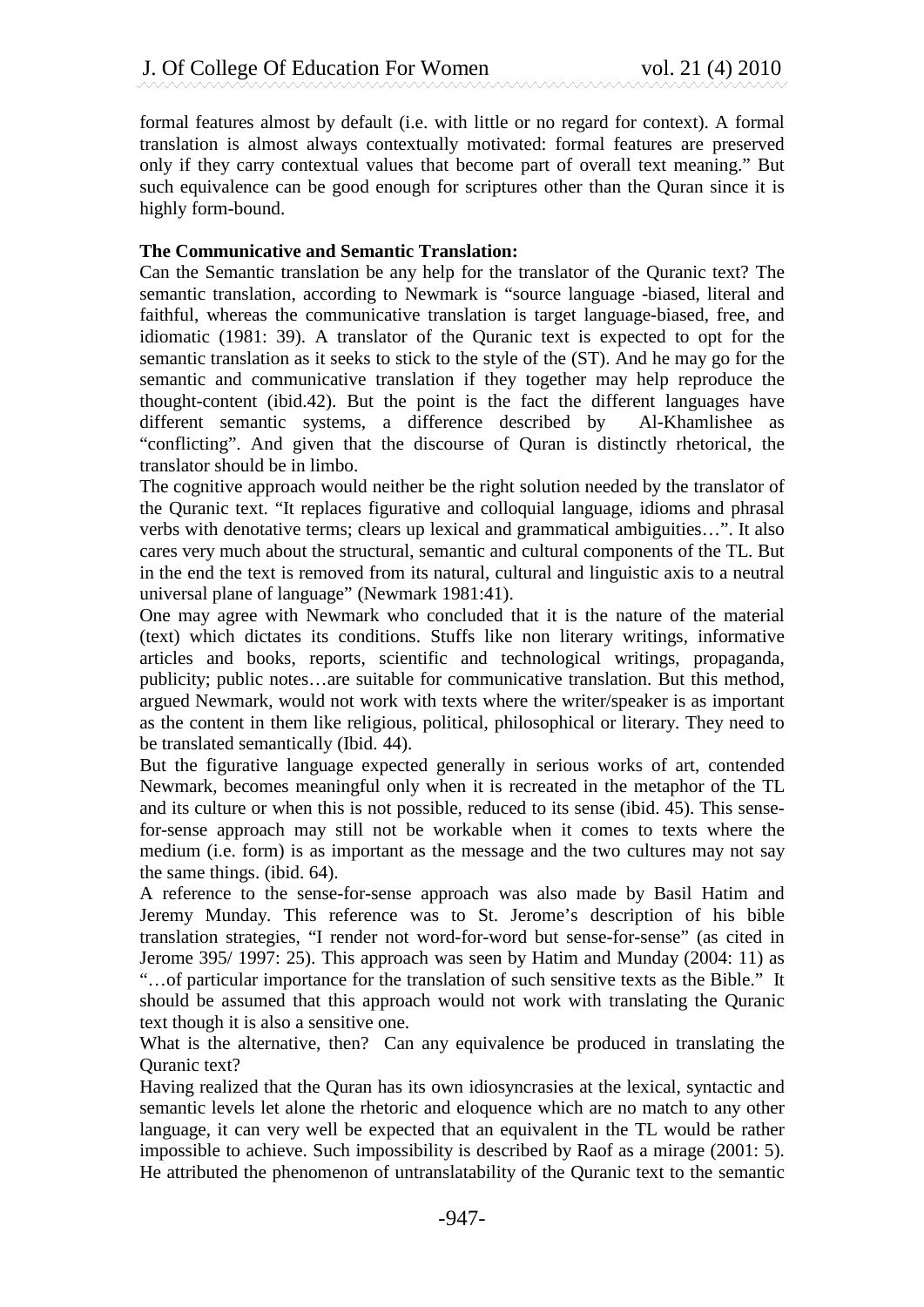formal features almost by default (i.e. with little or no regard for context). A formal translation is almost always contextually motivated: formal features are preserved only if they carry contextual values that become part of overall text meaning." But such equivalence can be good enough for scriptures other than the Quran since it is highly form-bound.

**The Communicative and Semantic Translation:**

Can the Semantic translation be any help for the translator of the Quranic text? The semantic translation, according to Newmark is "source language -biased, literal and faithful, whereas the communicative translation is target language-biased, free, and idiomatic (1981: 39). A translator of the Quranic text is expected to opt for the semantic translation as it seeks to stick to the style of the (ST). And he may go for the semantic and communicative translation if they together may help reproduce the thought-content (ibid.42). But the point is the fact the different languages have different semantic systems, a difference described by Al-Khamlishee as "conflicting". And given that the discourse of Quran is distinctly rhetorical, the translator should be in limbo.

The cognitive approach would neither be the right solution needed by the translator of the Quranic text. "It replaces figurative and colloquial language, idioms and phrasal verbs with denotative terms; clears up lexical and grammatical ambiguities…". It also cares very much about the structural, semantic and cultural components of the TL. But in the end the text is removed from its natural, cultural and linguistic axis to a neutral universal plane of language" (Newmark 1981:41).

One may agree with Newmark who concluded that it is the nature of the material (text) which dictates its conditions. Stuffs like non literary writings, informative articles and books, reports, scientific and technological writings, propaganda, publicity; public notes…are suitable for communicative translation. But this method, argued Newmark, would not work with texts where the writer/speaker is as important as the content in them like religious, political, philosophical or literary. They need to be translated semantically (Ibid. 44).

But the figurative language expected generally in serious works of art, contended Newmark, becomes meaningful only when it is recreated in the metaphor of the TL and its culture or when this is not possible, reduced to its sense (ibid. 45). This sense-for-sense approach may still not be workable when it comes to texts where the medium (i.e. form) is as important as the message and the two cultures may not say the same things. (ibid. 64).

A reference to the sense-for-sense approach was also made by Basil Hatim and Jeremy Munday. This reference was to St. Jerome's description of his bible translation strategies, "I render not word-for-word but sense-for-sense" (as cited in Jerome 395/ 1997: 25). This approach was seen by Hatim and Munday (2004: 11) as "…of particular importance for the translation of such sensitive texts as the Bible." It should be assumed that this approach would not work with translating the Quranic text though it is also a sensitive one.

What is the alternative, then? Can any equivalence be produced in translating the Quranic text?

Having realized that the Quran has its own idiosyncrasies at the lexical, syntactic and semantic levels let alone the rhetoric and eloquence which are no match to any other language, it can very well be expected that an equivalent in the TL would be rather impossible to achieve. Such impossibility is described by Raof as a mirage (2001: 5). He attributed the phenomenon of untranslatability of the Quranic text to the semantic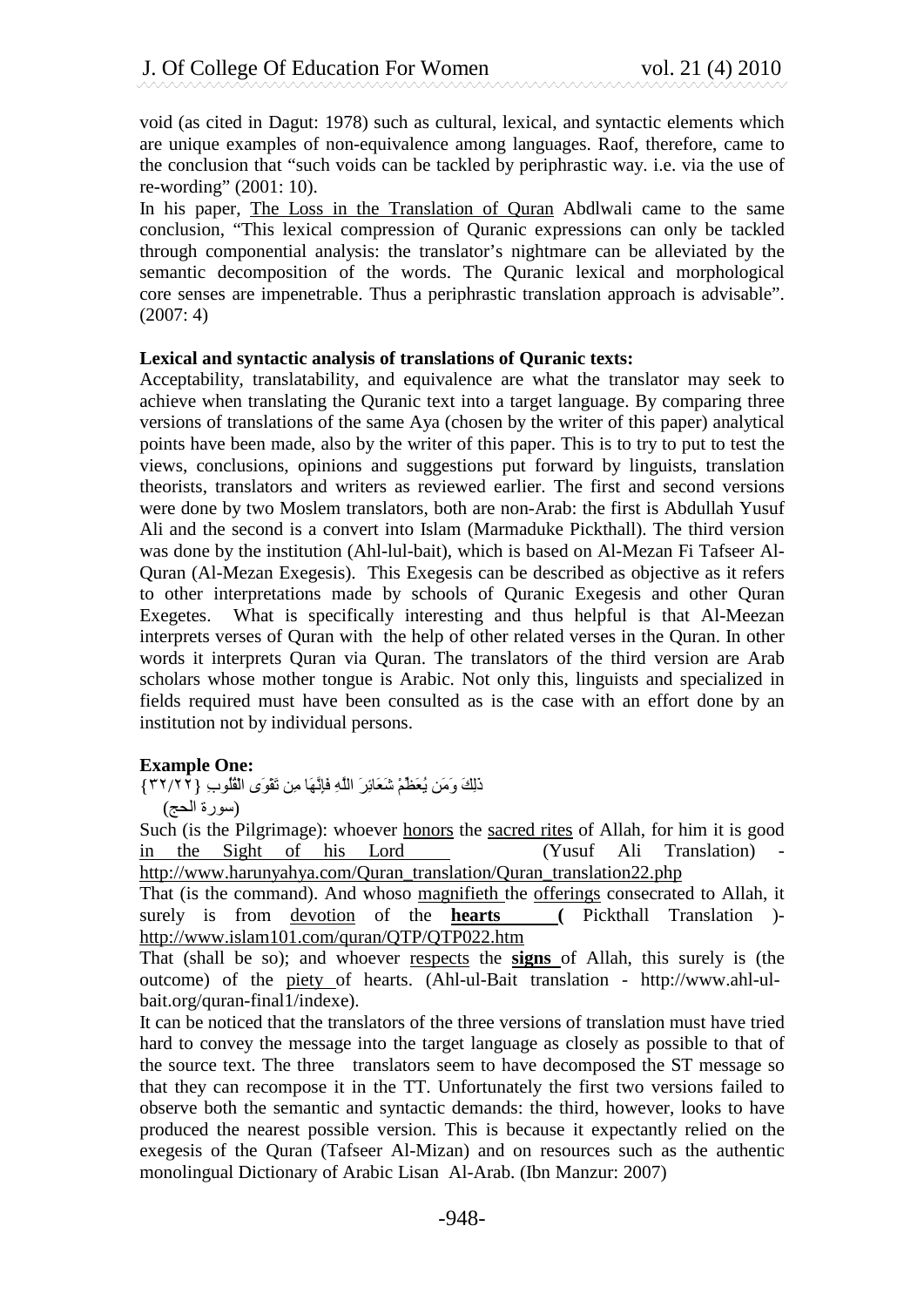void (as cited in Dagut: 1978) such as cultural, lexical, and syntactic elements which are unique examples of non-equivalence among languages. Raof, therefore, came to the conclusion that "such voids can be tackled by periphrastic way. i.e. via the use of re-wording" (2001: 10).

In his paper, The Loss in the Translation of Quran Abdlwali came to the same conclusion, "This lexical compression of Quranic expressions can only be tackled through componential analysis: the translator's nightmare can be alleviated by the semantic decomposition of the words. The Quranic lexical and morphological core senses are impenetrable. Thus a periphrastic translation approach is advisable". (2007: 4)

**Lexical and syntactic analysis of translations of Quranic texts:**

Acceptability, translatability, and equivalence are what the translator may seek to achieve when translating the Quranic text into a target language. By comparing three versions of translations of the same Aya (chosen by the writer of this paper) analytical points have been made, also by the writer of this paper. This is to try to put to test the views, conclusions, opinions and suggestions put forward by linguists, translation theorists, translators and writers as reviewed earlier. The first and second versions were done by two Moslem translators, both are non-Arab: the first is Abdullah Yusuf Ali and the second is a convert into Islam (Marmaduke Pickthall). The third version was done by the institution (Ahl-lul-bait), which is based on Al-Mezan Fi Tafseer Al-Quran (Al-Mezan Exegesis). This Exegesis can be described as objective as it refers to other interpretations made by schools of Quranic Exegesis and other Quran Exegetes. What is specifically interesting and thus helpful is that Al-Meezan interprets verses of Quran with the help of other related verses in the Quran. In other words it interprets Quran via Quran. The translators of the third version are Arab scholars whose mother tongue is Arabic. Not only this, linguists and specialized in fields required must have been consulted as is the case with an effort done by an institution not by individual persons.

**Example One:**

ذَلِكَ وَمَن يُعَظِّمْ شَعَائِرَ اللَّهِ فَإِنَّهَا مِن تَقْوَى الْقُلُوبِ {٣٢/٢٢}
(سورة الحج)

Such (is the Pilgrimage): whoever honors the sacred rites of Allah, for him it is good in the Sight of his Lord (Yusuf Ali Translation) - http://www.harunyahya.com/Quran_translation/Quran_translation22.php

That (is the command). And whoso magnifieth the offerings consecrated to Allah, it surely is from devotion of the **hearts** ( Pickthall Translation )- http://www.islam101.com/quran/QTP/QTP022.htm

That (shall be so); and whoever respects the **signs** of Allah, this surely is (the outcome) of the piety of hearts. (Ahl-ul-Bait translation - http://www.ahl-ul-bait.org/quran-final1/indexe).

It can be noticed that the translators of the three versions of translation must have tried hard to convey the message into the target language as closely as possible to that of the source text. The three translators seem to have decomposed the ST message so that they can recompose it in the TT. Unfortunately the first two versions failed to observe both the semantic and syntactic demands: the third, however, looks to have produced the nearest possible version. This is because it expectantly relied on the exegesis of the Quran (Tafseer Al-Mizan) and on resources such as the authentic monolingual Dictionary of Arabic Lisan Al-Arab. (Ibn Manzur: 2007)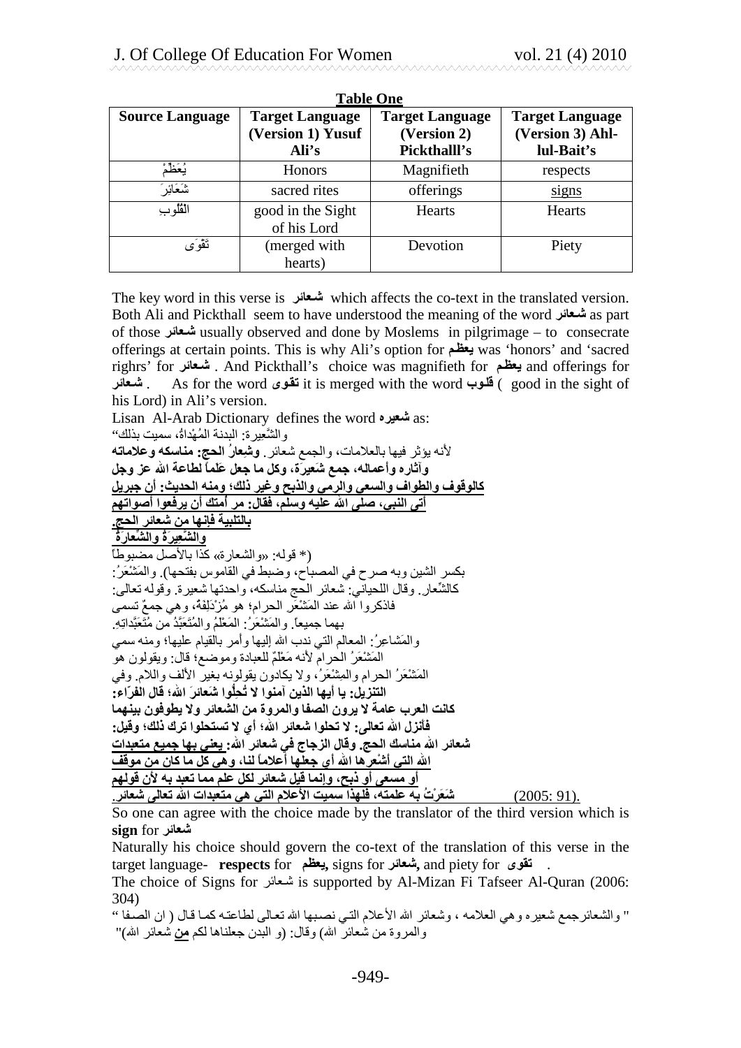**Table One**

| Source Language | Target Language (Version 1) Yusuf Ali's | Target Language (Version 2) Pickthalll's | Target Language (Version 3) Ahl-lul-Bait's |
|---|---|---|---|
| يُعَظِّمْ | Honors | Magnifieth | respects |
| شَعَائِرَ | sacred rites | offerings | <u>signs</u> |
| القُلوبِ | good in the Sight of his Lord | Hearts | Hearts |
| تَقْوَى | (merged with hearts) | Devotion | Piety |

The key word in this verse is **شعائر** which affects the co-text in the translated version. Both Ali and Pickthall seem to have understood the meaning of the word **شعائر** as part of those **شعائر** usually observed and done by Moslems in pilgrimage – to consecrate offerings at certain points. This is why Ali's option for **يعظم** was 'honors' and 'sacred righrs' for **شعائر** . And Pickthall's choice was magnifieth for **يعظم** and offerings for **شعائر** . As for the word **تقوى** it is merged with the word **قلوب** ( good in the sight of his Lord) in Ali's version.

Lisan Al-Arab Dictionary defines the word **شعيره** as:

والشَّعيرة: البدنة المُهْداةُ، سميت بذلك" لأَنه يؤثر فيها بالعلامات، والجمع شعائر. **وشِعارُ الحج: مناسكه وعلاماته وآثاره وأَعماله، جمع شَعيرَة، وكل ما جعل عَلَماً لطاعة الله عز وجل <u>كالوقوف والطواف والسعي والرمي والذبح وغير ذلك؛ ومنه الحديث: أَن جبريل أَتى النبي، صلى الله عليه وسلم، فقال: مر أُمتك أَن يرفعوا أَصواتهم بالتلبية فإِنها من شعائر الحج.</u>** **<u>والشَّعِيرَةُ والشَّعارَةُ</u>** (* قوله: «والشعارة» كذا بالأصل مضبوطاً بكسر الشين وبه صرح في المصباح، وضبط في القاموس بفتحها). والمَشْعَرُ: كالشِّعار. وقال اللحياني: شعائر الحج مناسكه، واحدتها شعيرة. وقوله تعالى: فاذكروا الله عند المَشْعَر الحرام؛ هو مُزْدَلِفةُ، وهي جمعٌ تسمى بهما جميعاً. والمَشْعَرُ: المَعْلَمُ والمُتَعَبَّدُ من مُتَعَبَّداتِهِ. والمَشاعِرُ: المعالم التي ندب الله إِليها وأَمر بالقيام عليها؛ ومنه سمي المَشْعَرُ الحرام لأَنه مَعْلَمٌ للعبادة وموضع؛ قال: ويقولون هو المَشْعَرُ الحرام والمِشْعَرُ، ولا يكادون يقولونه بغير الأَلف واللام. وفي **التنزيل: يا أَيها الذين آمنوا لا تُحِلُّوا شَعائرَ الله؛ قال الفرّاء: كانت العرب عامة لا يرون الصفا والمروة من الشعائر ولا يطوفون بينهما فأَنزل الله تعالى: لا تحلوا شعائر الله؛ أَي لا تستحلوا ترك ذلك؛ وقيل: شعائر الله مناسك الحج. وقال الزجاج في شعائر الله: <u>يعني بها جميع متعبدات الله التي أَشْعَرها الله أَي جعلها أَعلاماً لنا، وهي كل ما كان من موقف أَو مسعى أَو ذبح، وإِنما قيل شعائر لكل علم مما تعبد به لأَن قولهم شَعَرْتُ به علمته، فلهذا سميت الأَعلام التي هي متعبدات الله تعالى شعائر.</u>** (2005: 91).

So one can agree with the choice made by the translator of the third version which is **sign** for **شعائر**

Naturally his choice should govern the co-text of the translation of this verse in the target language- **respects** for **يعظم,** signs for **شعائر,** and piety for **تقوى** .

The choice of Signs for شعائر is supported by Al-Mizan Fi Tafseer Al-Quran (2006: 304)

" والشعائرجمع شعيره وهي العلامه ، وشعائر الله الأعلام التي نصبها الله تعالى لطاعته كما قال ( ان الصفا والمروة من شعائر الله) وقال: (و البدن جعلناها لكم <u>من</u> شعائر الله)"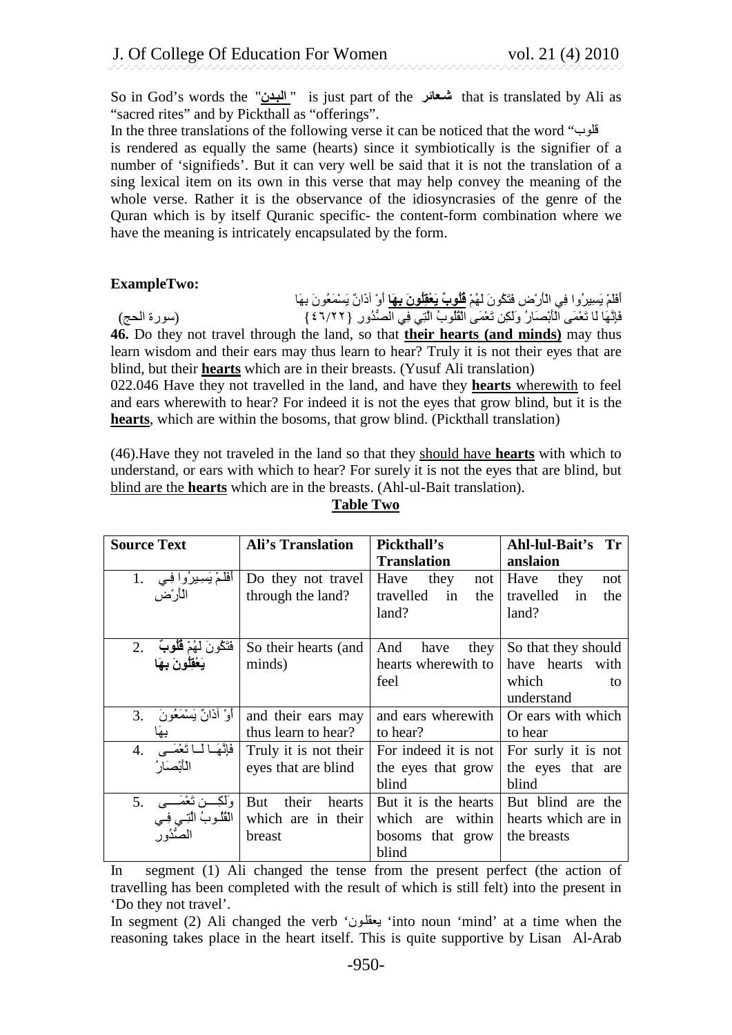So in God's words the "**البدن**" is just part of the **شعائر** that is translated by Ali as "sacred rites" and by Pickthall as "offerings".

In the three translations of the following verse it can be noticed that the word "قلوب is rendered as equally the same (hearts) since it symbiotically is the signifier of a number of 'signifieds'. But it can very well be said that it is not the translation of a sing lexical item on its own in this verse that may help convey the meaning of the whole verse. Rather it is the observance of the idiosyncrasies of the genre of the Quran which is by itself Quranic specific- the content-form combination where we have the meaning is intricately encapsulated by the form.

**ExampleTwo:**

أَفَلَمْ يَسِيرُوا فِي الْأَرْضِ فَتَكُونَ لَهُمْ **قُلُوبٌ يَعْقِلُونَ بِهَا** أَوْ آذَانٌ يَسْمَعُونَ بِهَا فَإِنَّهَا لَا تَعْمَى الْأَبْصَارُ وَلَكِن تَعْمَى الْقُلُوبُ الَّتِي فِي الصُّدُورِ {٤٦/٢٢} (سورة الحج)

**46.** Do they not travel through the land, so that **<u>their hearts (and minds)</u>** may thus learn wisdom and their ears may thus learn to hear? Truly it is not their eyes that are blind, but their **<u>hearts</u>** which are in their breasts. (Yusuf Ali translation)

022.046 Have they not travelled in the land, and have they **<u>hearts</u>** <u>wherewith</u> to feel and ears wherewith to hear? For indeed it is not the eyes that grow blind, but it is the **<u>hearts</u>**, which are within the bosoms, that grow blind. (Pickthall translation)

(46).Have they not traveled in the land so that they <u>should have</u> **<u>hearts</u>** with which to understand, or ears with which to hear? For surely it is not the eyes that are blind, but <u>blind are the</u> **<u>hearts</u>** which are in the breasts. (Ahl-ul-Bait translation).

**<u>Table Two</u>**

| Source Text | Ali's Translation | Pickthall's Translation | Ahl-lul-Bait's Tr anslaion |
|---|---|---|---|
| 1. أَفَلَمْ يَسِيرُوا فِي الْأَرْضِ | Do they not travel through the land? | Have they not travelled in the land? | Have they not travelled in the land? |
| 2. فَتَكُونَ لَهُمْ **قُلُوبٌ يَعْقِلُونَ بِهَا** | So their hearts (and minds) | And have they hearts wherewith to feel | So that they should have hearts with which to understand |
| 3. أَوْ آذَانٌ يَسْمَعُونَ بِهَا | and their ears may thus learn to hear? | and ears wherewith to hear? | Or ears with which to hear |
| 4. فَإِنَّهَا لَا تَعْمَى الْأَبْصَارُ | Truly it is not their eyes that are blind | For indeed it is not the eyes that grow blind | For surly it is not the eyes that are blind |
| 5. وَلَكِن تَعْمَى الْقُلُوبُ الَّتِي فِي الصُّدُورِ | But their hearts which are in their breast | But it is the hearts which are within bosoms that grow blind | But blind are the hearts which are in the breasts |

In segment (1) Ali changed the tense from the present perfect (the action of travelling has been completed with the result of which is still felt) into the present in 'Do they not travel'.

In segment (2) Ali changed the verb 'يعقلون 'into noun 'mind' at a time when the reasoning takes place in the heart itself. This is quite supportive by Lisan Al-Arab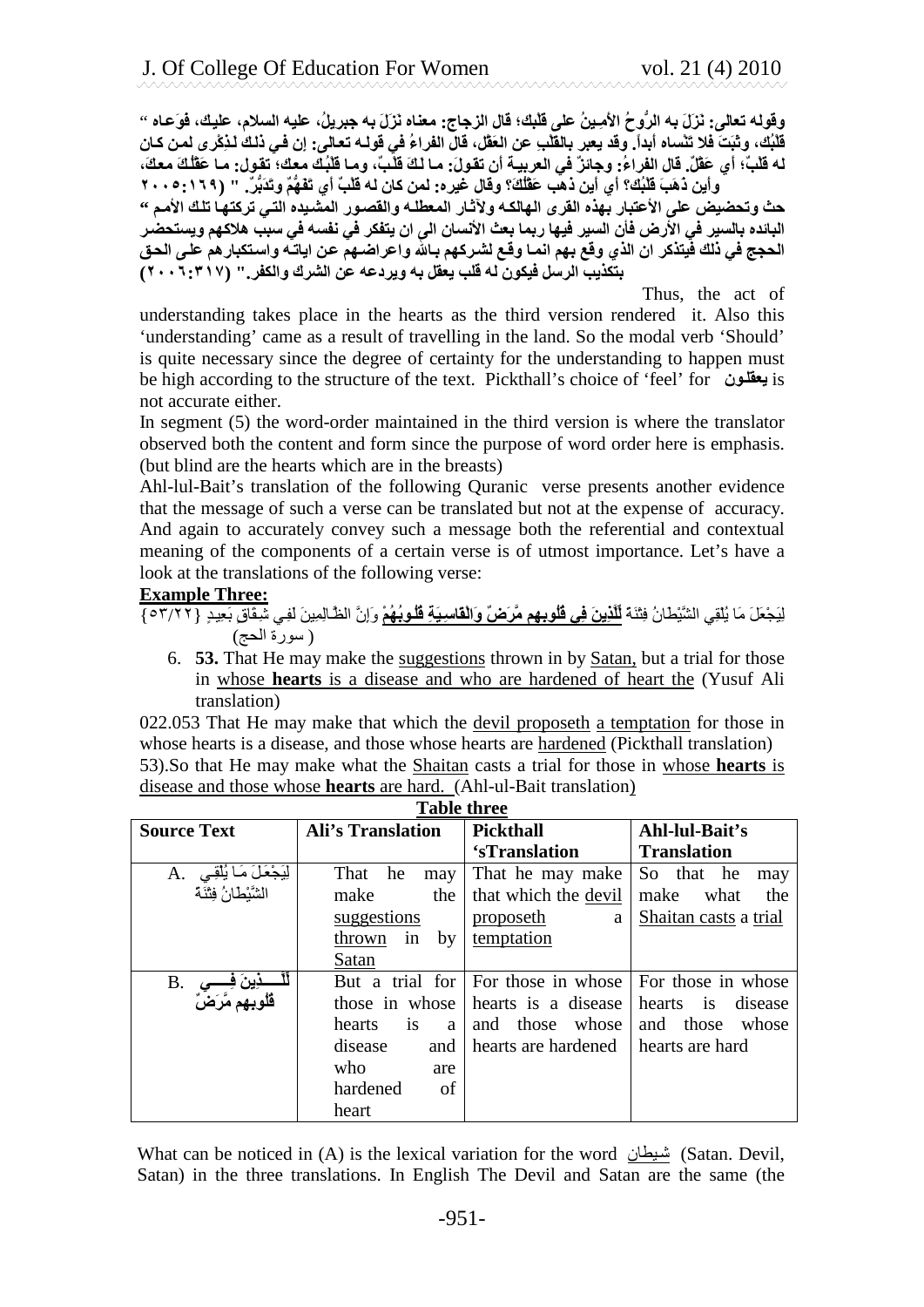وقوله تعالى: نَزَلَ به الرُّوحُ الأَمِينُ على قلبك؛ قال الزجاج: معناه نَزَلَ به جبريلُ، عليه السلام، عليك، فوَعاه " قَلْبُك، وثَبَتَ فلا تَنْساه أبداً. وقد يعبر بالقَلْب عن العَقْل، قال الفراءُ في قوله تعالى: إن في ذلك لذِكْرى لمن كان له قَلْبٌ؛ أي عَقْلٌ. قال الفراءُ: وجائزٌ في العربية أن تقولَ: ما لَكَ قَلْبٌ، وما قَلْبُك معك؛ تقول: ما عَقْلُكَ معكَ، وأين ذَهَبَ قَلْبُك؟ أي أين ذهب عَقْلُكَ؟ وقال غيره: لمن كان له قَلْبٌ أي تَفَهُّمٌ وتَدَبُّرٌ. " (٢٠٠٥:١٦٩)

حث وتحضيض على الأعتبار بهذه القرى الهالكه ولآثار المعطله والقصور المشيده التي تركتها تلك الأمم " البائده بالسير في الأرض فأن السير فيها ربما بعث الأنسان الى ان يتفكر في نفسه في سبب هلاكهم ويستحضر الحجج في ذلك فيتذكر ان الذي وقع بهم انما وقع لشركهم بالله واعراضهم عن اياته واستكبارهم على الحق بتكذيب الرسل فيكون له قلب يعقل به ويردعه عن الشرك والكفر." (٢٠٠٦:٣١٧)

Thus, the act of understanding takes place in the hearts as the third version rendered it. Also this 'understanding' came as a result of travelling in the land. So the modal verb 'Should' is quite necessary since the degree of certainty for the understanding to happen must be high according to the structure of the text. Pickthall's choice of 'feel' for **يعقلون** is not accurate either.

In segment (5) the word-order maintained in the third version is where the translator observed both the content and form since the purpose of word order here is emphasis. (but blind are the hearts which are in the breasts)

Ahl-lul-Bait's translation of the following Quranic verse presents another evidence that the message of such a verse can be translated but not at the expense of accuracy. And again to accurately convey such a message both the referential and contextual meaning of the components of a certain verse is of utmost importance. Let's have a look at the translations of the following verse:

**Example Three:**

لِيَجْعَلَ مَا يُلْقِي الشَّيْطَانُ فِتْنَةً **لِّلَّذِينَ فِي قُلُوبِهِم مَّرَضٌ وَالْقَاسِيَةِ قُلُوبُهُمْ** وَإِنَّ الظَّالِمِينَ لَفِي شِقَاقٍ بَعِيدٍ {٥٣/٢٢}
( سورة الحج)

6. **53.** That He may make the <u>suggestions</u> thrown in by <u>Satan,</u> but a trial for those in <u>whose **hearts** is a disease and who are hardened of heart the</u> (Yusuf Ali translation)

022.053 That He may make that which the <u>devil proposeth</u> <u>a temptation</u> for those in whose hearts is a disease, and those whose hearts are <u>hardened</u> (Pickthall translation)

<u>53).So that He may make what the Shaitan casts a trial for those in whose **hearts** is disease and those whose **hearts** are hard. (Ahl-ul-Bait translation)</u>

**Table three**

| Source Text | Ali's Translation | Pickthall 'sTranslation | Ahl-lul-Bait's Translation |
|---|---|---|---|
| A. لِيَجْعَلَ مَا يُلْقِي الشَّيْطَانُ فِتْنَةً | That he may make the <u>suggestions thrown in by Satan</u> | That he may make that which the <u>devil proposeth</u> a <u>temptation</u> | So that he may make what the <u>Shaitan casts a trial</u> |
| B. **لِّلَّذِينَ فِي قُلُوبِهِم مَّرَضٌ** | But a trial for those in whose hearts is a disease and who are hardened of heart | For those in whose hearts is a disease and those whose hearts are hardened | For those in whose hearts is disease and those whose hearts are hard |

What can be noticed in (A) is the lexical variation for the word <u>شيطان</u> (Satan. Devil, Satan) in the three translations. In English The Devil and Satan are the same (the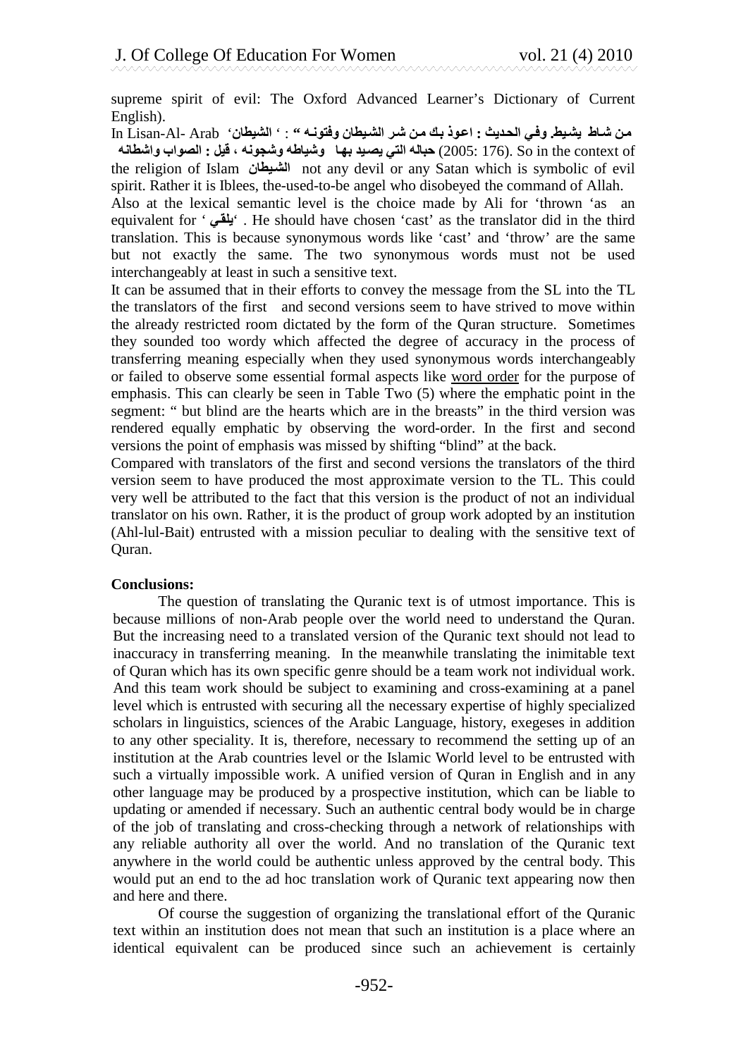supreme spirit of evil: The Oxford Advanced Learner's Dictionary of Current English).

In Lisan-Al- Arab 'الشيطان' : ' من شاط يشيط. وفي الحديث : اعوذ بك من شر الشيطان وفتونه " : ' الصواب واشطانه حباله التي يصيد بها وشياطه وشجونه ، قيل : الصواب واشطانه (2005: 176). So in the context of the religion of Islam الشيطان not any devil or any Satan which is symbolic of evil spirit. Rather it is Iblees, the-used-to-be angel who disobeyed the command of Allah.

Also at the lexical semantic level is the choice made by Ali for 'thrown 'as an equivalent for ' يلقي '. He should have chosen 'cast' as the translator did in the third translation. This is because synonymous words like 'cast' and 'throw' are the same but not exactly the same. The two synonymous words must not be used interchangeably at least in such a sensitive text.

It can be assumed that in their efforts to convey the message from the SL into the TL the translators of the first and second versions seem to have strived to move within the already restricted room dictated by the form of the Quran structure. Sometimes they sounded too wordy which affected the degree of accuracy in the process of transferring meaning especially when they used synonymous words interchangeably or failed to observe some essential formal aspects like word order for the purpose of emphasis. This can clearly be seen in Table Two (5) where the emphatic point in the segment: " but blind are the hearts which are in the breasts" in the third version was rendered equally emphatic by observing the word-order. In the first and second versions the point of emphasis was missed by shifting "blind" at the back.

Compared with translators of the first and second versions the translators of the third version seem to have produced the most approximate version to the TL. This could very well be attributed to the fact that this version is the product of not an individual translator on his own. Rather, it is the product of group work adopted by an institution (Ahl-lul-Bait) entrusted with a mission peculiar to dealing with the sensitive text of Quran.

**Conclusions:**

The question of translating the Quranic text is of utmost importance. This is because millions of non-Arab people over the world need to understand the Quran. But the increasing need to a translated version of the Quranic text should not lead to inaccuracy in transferring meaning. In the meanwhile translating the inimitable text of Quran which has its own specific genre should be a team work not individual work. And this team work should be subject to examining and cross-examining at a panel level which is entrusted with securing all the necessary expertise of highly specialized scholars in linguistics, sciences of the Arabic Language, history, exegeses in addition to any other speciality. It is, therefore, necessary to recommend the setting up of an institution at the Arab countries level or the Islamic World level to be entrusted with such a virtually impossible work. A unified version of Quran in English and in any other language may be produced by a prospective institution, which can be liable to updating or amended if necessary. Such an authentic central body would be in charge of the job of translating and cross-checking through a network of relationships with any reliable authority all over the world. And no translation of the Quranic text anywhere in the world could be authentic unless approved by the central body. This would put an end to the ad hoc translation work of Quranic text appearing now then and here and there.

Of course the suggestion of organizing the translational effort of the Quranic text within an institution does not mean that such an institution is a place where an identical equivalent can be produced since such an achievement is certainly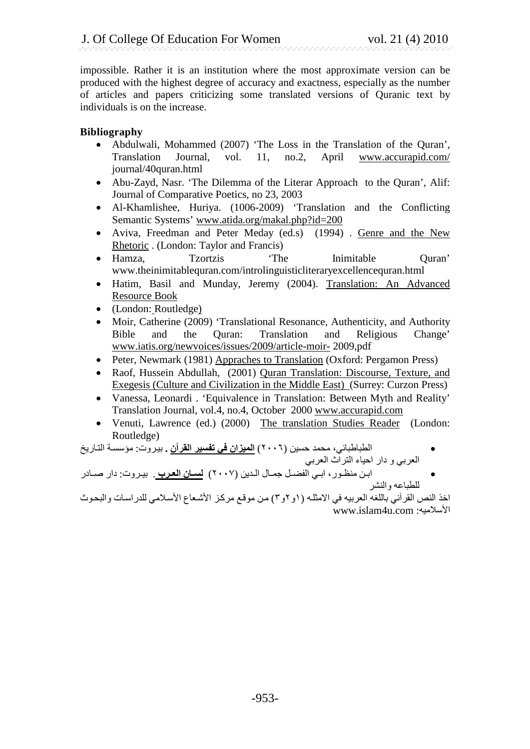impossible. Rather it is an institution where the most approximate version can be produced with the highest degree of accuracy and exactness, especially as the number of articles and papers criticizing some translated versions of Quranic text by individuals is on the increase.

**Bibliography**

- Abdulwali, Mohammed (2007) 'The Loss in the Translation of the Quran', Translation Journal, vol. 11, no.2, April www.accurapid.com/ journal/40quran.html
- Abu-Zayd, Nasr. 'The Dilemma of the Literar Approach to the Quran', Alif: Journal of Comparative Poetics, no 23, 2003
- Al-Khamlishee, Huriya. (1006-2009) 'Translation and the Conflicting Semantic Systems' www.atida.org/makal.php?id=200
- Aviva, Freedman and Peter Meday (ed.s) (1994) . Genre and the New Rhetoric . (London: Taylor and Francis)
- Hamza, Tzortzis 'The Inimitable Quran' www.theinimitablequran.com/introlinguisticliteraryexcellencequran.html
- Hatim, Basil and Munday, Jeremy (2004). Translation: An Advanced Resource Book
- (London: Routledge)
- Moir, Catherine (2009) 'Translational Resonance, Authenticity, and Authority Bible and the Quran: Translation and Religious Change' www.iatis.org/newvoices/issues/2009/article-moir- 2009,pdf
- Peter, Newmark (1981) Appraches to Translation (Oxford: Pergamon Press)
- Raof, Hussein Abdullah, (2001) Quran Translation: Discourse, Texture, and Exegesis (Culture and Civilization in the Middle East) (Surrey: Curzon Press)
- Vanessa, Leonardi . 'Equivalence in Translation: Between Myth and Reality' Translation Journal, vol.4, no.4, October 2000 www.accurapid.com
- Venuti, Lawrence (ed.) (2000) The translation Studies Reader (London: Routledge)
- الطباطبائي، محمد حسين (٢٠٠٦) **الميزان في تفسير القرآن .** بيروت: مؤسسة التاريخ العربي و دار احياء التراث العربي
- ابن منظور، ابي الفضل جمال الدين (٢٠٠٧) **لسان العرب** . بيروت: دار صادر للطباعه والنشر

اخذ النص القرآني باللغه العربيه في الامثله (١و٢و٣) من موقع مركز الأشعاع الأسلامي للدراسات والبحوث الأسلاميه: www.islam4u.com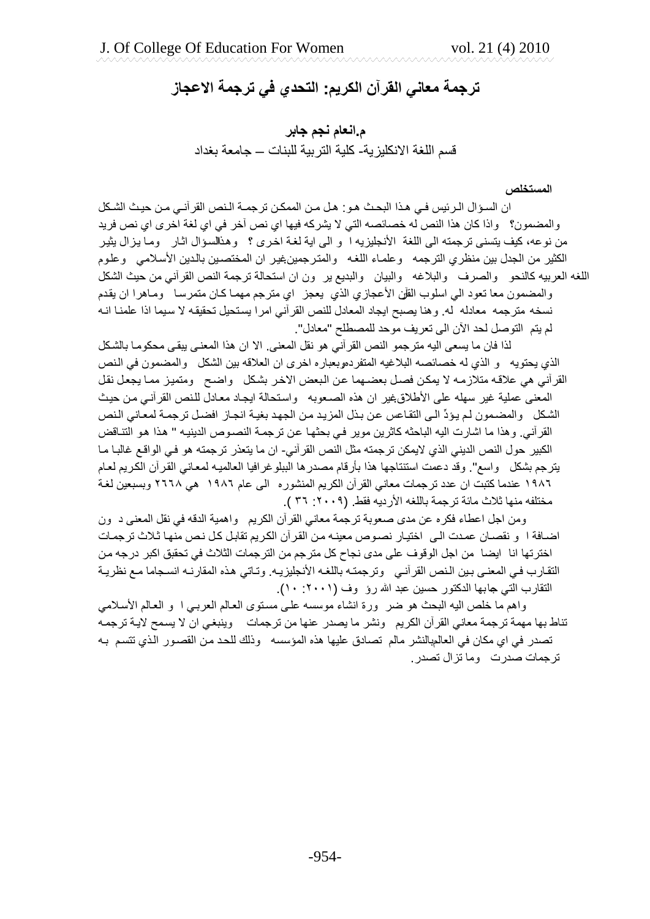# ترجمة معاني القرآن الكريم: التحدي في ترجمة الاعجاز

**م.انعام نجم جابر**

قسم اللغة الانكليزية- كلية التربية للبنات – جامعة بغداد

**المستخلص**

ان السؤال الرئيس في هذا البحث هو: هل من الممكن ترجمة النص القرآني من حيث الشكل والمضمون؟ واذا كان هذا النص له خصائصه التي لا يشركه فيها اي نص آخر في اي لغة اخرى اي نص فريد من نوعه، كيف يتسنى ترجمته الى اللغة الأنجليزيه ا و الى اية لغة اخرى ؟ وهذاالسؤال اثار وما يزال يثير الكثير من الجدل بين منظري الترجمه وعلماء اللغه والمترجمينغير ان المختصين بالدين الأسلامي وعلوم اللغه العربيه كالنحو والصرف والبلاغه والبيان والبديع ير ون ان استحالة ترجمة النص القرآني من حيث الشكل والمضمون معا تعود الى اسلوب القرآن الأعجازي الذي يعجز اي مترجم مهما كان متمرسا وماهرا ان يقدم نسخه مترجمه معادله له. وهنا يصبح ايجاد المعادل للنص القرآني امرا يستحيل تحقيقه لا سيما اذا علمنا انه لم يتم التوصل لحد الآن الى تعريف موحد للمصطلح "معادل".

لذا فان ما يسعى اليه مترجمو النص القرآني هو نقل المعنى. الا ان هذا المعنى يبقى محكوما بالشكل الذي يحتويه و الذي له خصائصه البلاغيه المتفردهوبعباره اخرى ان العلاقه بين الشكل والمضمون في النص القرآني هي علاقه متلازمه لا يمكن فصل بعضهما عن البعض الاخر بشكل واضح ومتميز مما يجعل نقل المعنى عملية غير سهله على الأطلاقغير ان هذه الصعوبه واستحالة ايجاد معادل للنص القرآني من حيث الشكل والمضمون لم يؤدّ الى التقاعس عن بذل المزيد من الجهد بغية انجاز افضل ترجمة لمعاني النص القرآني. وهذا ما اشارت اليه الباحثه كاثرين موير في بحثها عن ترجمة النصوص الدينيه " هذا هو التناقض الكبير حول النص الديني الذي لايمكن ترجمته مثل النص القرآني- ان ما يتعذر ترجمته هو في الواقع غالبا ما يترجم بشكل واسع". وقد دعمت استنتاجها هذا بأرقام مصدرها الببلوغرافيا العالميه لمعاني القرآن الكريم لعام ١٩٨٦ عندما كتبت ان عدد ترجمات معاني القرآن الكريم المنشوره الى عام ١٩٨٦ هي ٢٦٦٨ وبسبعين لغة مختلفه منها ثلاث مائة ترجمة باللغه الأرديه فقط. (٢٠٠٩: ٣٦ ).

ومن اجل اعطاء فكره عن مدى صعوبة ترجمة معاني القرآن الكريم واهمية الدقه في نقل المعنى د ون اضافة ا و نقصان عمدت الى اختيار نصوص معينه من القرآن الكريم تقابل كل نص منها ثلاث ترجمات اخترتها انا ايضا من اجل الوقوف على مدى نجاح كل مترجم من الترجمات الثلاث في تحقيق اكبر درجه من التقارب في المعنى بين النص القرآني وترجمته باللغه الأنجليزيه. وتاتي هذه المقارنه انسجاما مع نظرية التقارب التي جابها الدكتور حسين عبد الله رؤ وف (٢٠٠١: ١٠).

واهم ما خلص اليه البحث هو ضر ورة انشاء موسسه على مستوى العالم العربي ا و العالم الأسلامي تناط بها مهمة ترجمة معاني القرآن الكريم ونشر ما يصدر عنها من ترجمات وينبغي ان لا يسمح لاية ترجمه تصدر في اي مكان في العالمبالنشر مالم تصادق عليها هذه المؤسسه وذلك للحد من القصور الذي تتسم به ترجمات صدرت وما تزال تصدر.